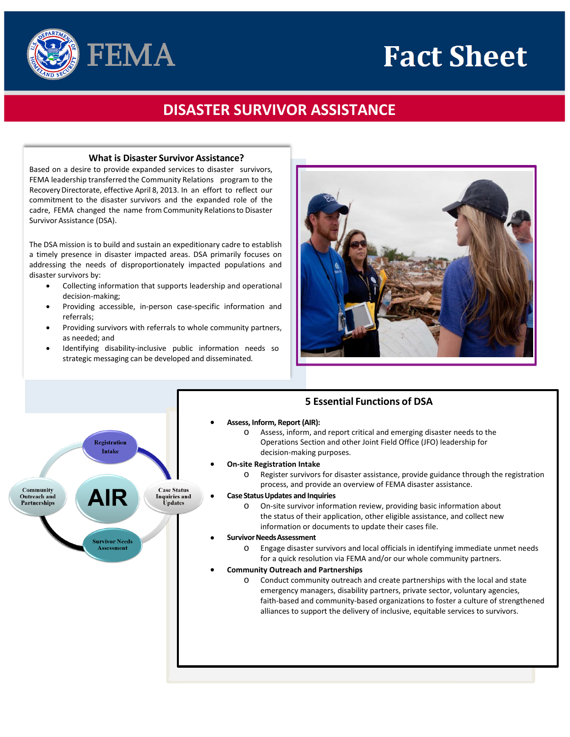# Fact Sheet

## DISASTER SURVIVOR ASSISTANCE

### What is Disaster Survivor Assistance?

Based on a desire to provide expanded services to disaster survivors, FEMA leadership transferred the Community Relations program to the Recovery Directorate, effective April 8, 2013. In an effort to reflect our commitment to the disaster survivors and the expanded role of the cadre, FEMA changed the name from Community Relations to Disaster Survivor Assistance (DSA).

The DSA mission is to build and sustain an expeditionary cadre to establish a timely presence in disaster impacted areas. DSA primarily focuses on addressing the needs of disproportionately impacted populations and disaster survivors by:

- Collecting information that supports leadership and operational decision-making;
- Providing accessible, in-person case-specific information and referrals;
- Providing survivors with referrals to whole community partners, as needed; and
- Identifying disability-inclusive public information needs so strategic messaging can be developed and disseminated.

Registration Intake

Community Outreach and Partnerships

AIR

Case Status Inquiries and Updates

Survivor Needs Assessment

### 5 Essential Functions of DSA

- **Assess, Inform, Report (AIR):**
  - Assess, inform, and report critical and emerging disaster needs to the Operations Section and other Joint Field Office (JFO) leadership for decision-making purposes.
- **On-site Registration Intake**
  - Register survivors for disaster assistance, provide guidance through the registration process, and provide an overview of FEMA disaster assistance.
- **Case Status Updates and Inquiries**
  - On-site survivor information review, providing basic information about the status of their application, other eligible assistance, and collect new information or documents to update their cases file.
- **Survivor Needs Assessment**
  - Engage disaster survivors and local officials in identifying immediate unmet needs for a quick resolution via FEMA and/or our whole community partners.
- **Community Outreach and Partnerships**
  - Conduct community outreach and create partnerships with the local and state emergency managers, disability partners, private sector, voluntary agencies, faith-based and community-based organizations to foster a culture of strengthened alliances to support the delivery of inclusive, equitable services to survivors.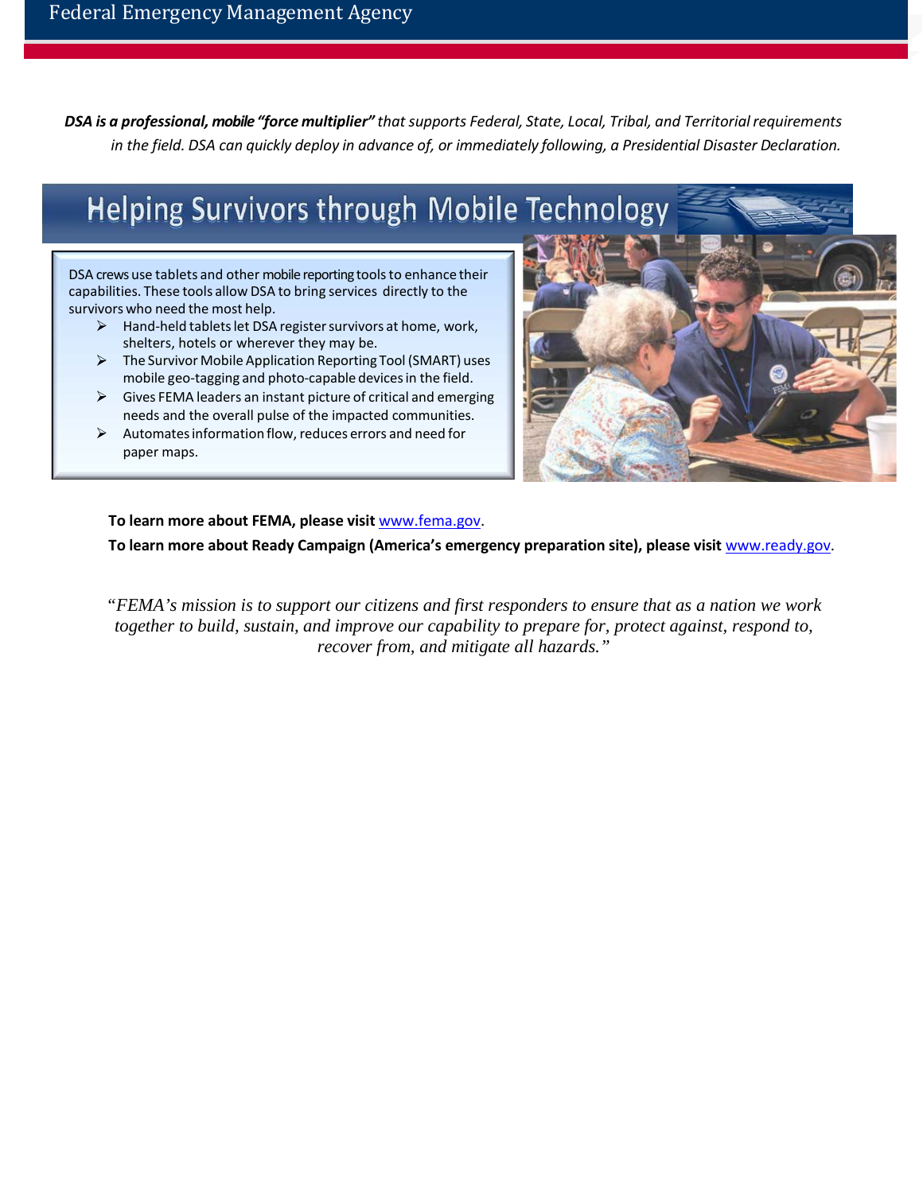***DSA is a professional, mobile "force multiplier"** that supports Federal, State, Local, Tribal, and Territorial requirements in the field. DSA can quickly deploy in advance of, or immediately following, a Presidential Disaster Declaration.*

## Helping Survivors through Mobile Technology

DSA crews use tablets and other mobile reporting tools to enhance their capabilities. These tools allow DSA to bring services directly to the survivors who need the most help.

- Hand-held tablets let DSA register survivors at home, work, shelters, hotels or wherever they may be.
- The Survivor Mobile Application Reporting Tool (SMART) uses mobile geo-tagging and photo-capable devices in the field.
- Gives FEMA leaders an instant picture of critical and emerging needs and the overall pulse of the impacted communities.
- Automates information flow, reduces errors and need for paper maps.

**To learn more about FEMA, please visit** www.fema.gov.

**To learn more about Ready Campaign (America's emergency preparation site), please visit** www.ready.gov.

*"FEMA's mission is to support our citizens and first responders to ensure that as a nation we work together to build, sustain, and improve our capability to prepare for, protect against, respond to, recover from, and mitigate all hazards."*